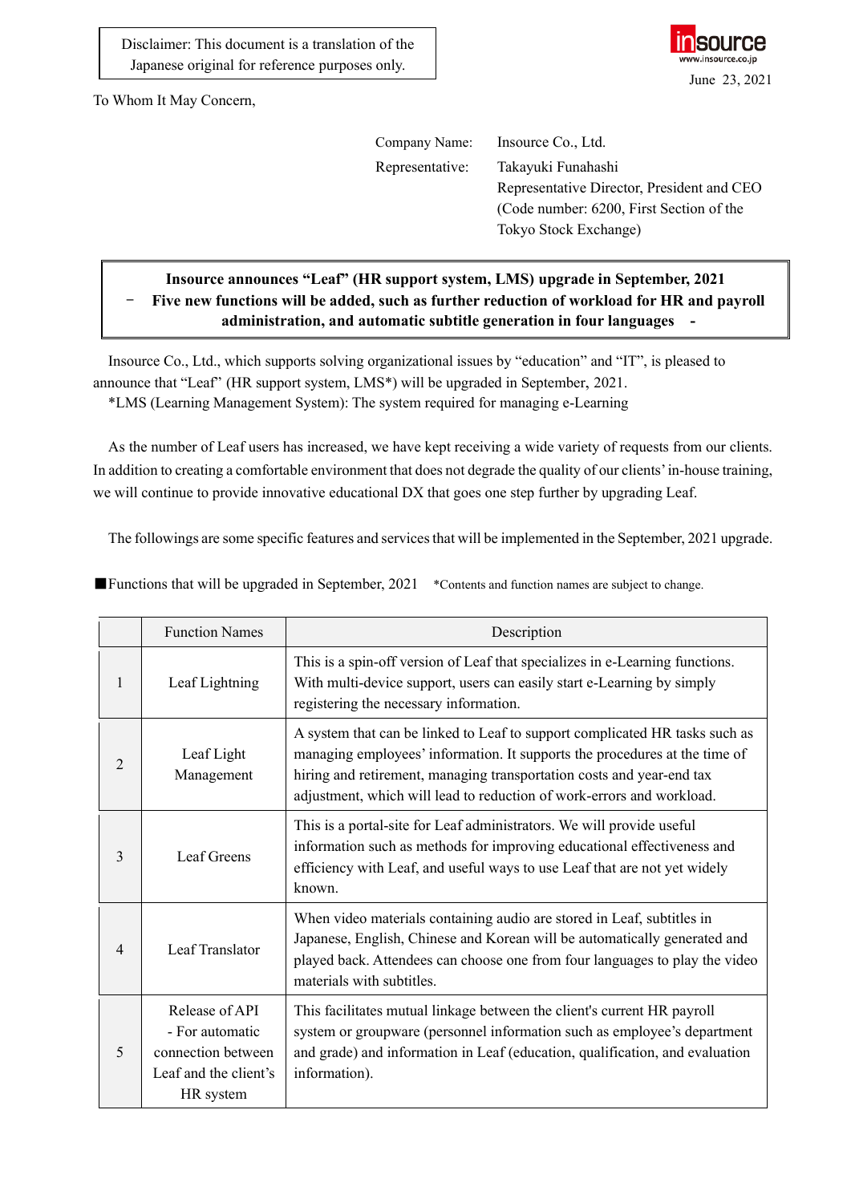Disclaimer: This document is a translation of the Japanese original for reference purposes only.

insource
www.insource.co.jp

June 23, 2021

To Whom It May Concern,

Company Name: Insource Co., Ltd.
Representative: Takayuki Funahashi
Representative Director, President and CEO
(Code number: 6200, First Section of the Tokyo Stock Exchange)

**Insource announces "Leaf" (HR support system, LMS) upgrade in September, 2021**
**－ Five new functions will be added, such as further reduction of workload for HR and payroll administration, and automatic subtitle generation in four languages －**

Insource Co., Ltd., which supports solving organizational issues by "education" and "IT", is pleased to announce that "Leaf" (HR support system, LMS*) will be upgraded in September, 2021.
*LMS (Learning Management System): The system required for managing e-Learning

As the number of Leaf users has increased, we have kept receiving a wide variety of requests from our clients. In addition to creating a comfortable environment that does not degrade the quality of our clients' in-house training, we will continue to provide innovative educational DX that goes one step further by upgrading Leaf.

The followings are some specific features and services that will be implemented in the September, 2021 upgrade.

■Functions that will be upgraded in September, 2021 *Contents and function names are subject to change.

| | Function Names | Description |
|---|---|---|
| 1 | Leaf Lightning | This is a spin-off version of Leaf that specializes in e-Learning functions. With multi-device support, users can easily start e-Learning by simply registering the necessary information. |
| 2 | Leaf Light Management | A system that can be linked to Leaf to support complicated HR tasks such as managing employees' information. It supports the procedures at the time of hiring and retirement, managing transportation costs and year-end tax adjustment, which will lead to reduction of work-errors and workload. |
| 3 | Leaf Greens | This is a portal-site for Leaf administrators. We will provide useful information such as methods for improving educational effectiveness and efficiency with Leaf, and useful ways to use Leaf that are not yet widely known. |
| 4 | Leaf Translator | When video materials containing audio are stored in Leaf, subtitles in Japanese, English, Chinese and Korean will be automatically generated and played back. Attendees can choose one from four languages to play the video materials with subtitles. |
| 5 | Release of API - For automatic connection between Leaf and the client's HR system | This facilitates mutual linkage between the client's current HR payroll system or groupware (personnel information such as employee's department and grade) and information in Leaf (education, qualification, and evaluation information). |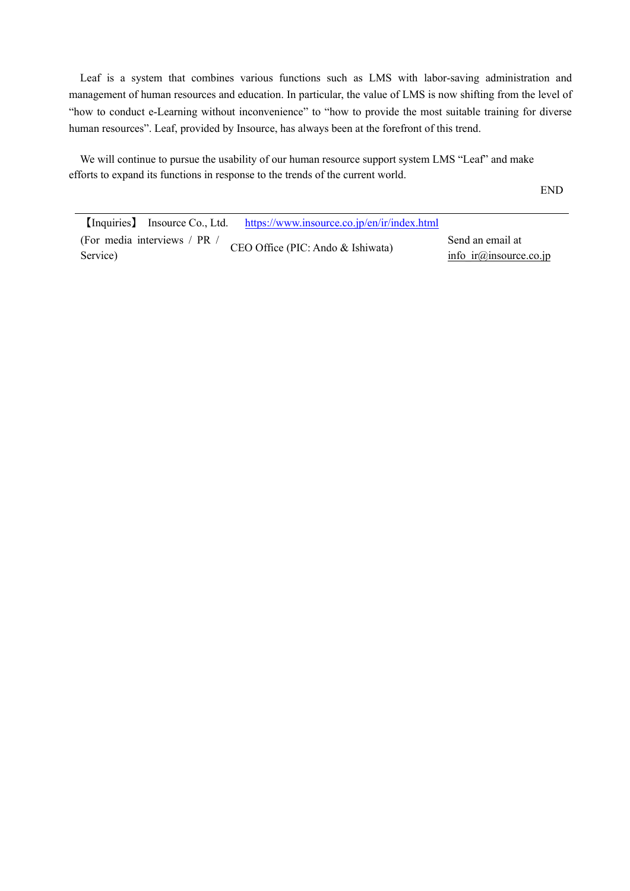Leaf is a system that combines various functions such as LMS with labor-saving administration and management of human resources and education. In particular, the value of LMS is now shifting from the level of "how to conduct e-Learning without inconvenience" to "how to provide the most suitable training for diverse human resources". Leaf, provided by Insource, has always been at the forefront of this trend.

We will continue to pursue the usability of our human resource support system LMS "Leaf" and make efforts to expand its functions in response to the trends of the current world.

END

---

| | | |
|---|---|---|
| 【Inquiries】 Insource Co., Ltd. | https://www.insource.co.jp/en/ir/index.html | |
| (For media interviews / PR / Service) | CEO Office (PIC: Ando & Ishiwata) | Send an email at info_ir@insource.co.jp |